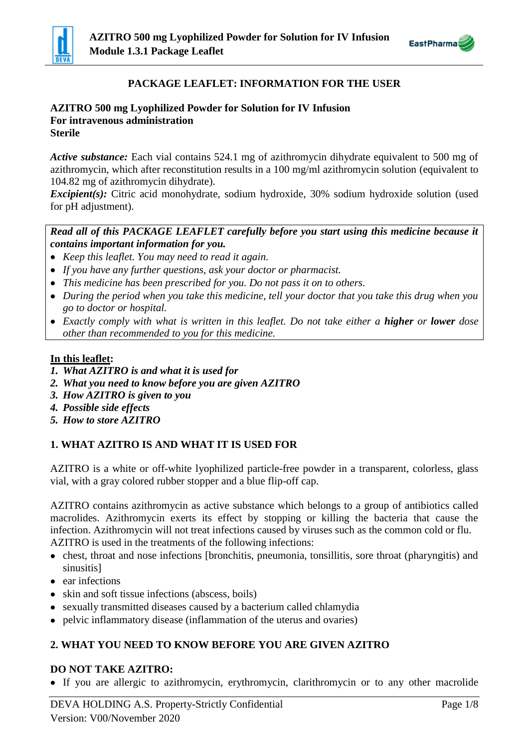# PACKAGE LEAFLET: INFORMATION FOR THE USER

**AZITRO 500 mg Lyophilized Powder for Solution for IV Infusion**
**For intravenous administration**
**Sterile**

***Active substance:*** Each vial contains 524.1 mg of azithromycin dihydrate equivalent to 500 mg of azithromycin, which after reconstitution results in a 100 mg/ml azithromycin solution (equivalent to 104.82 mg of azithromycin dihydrate).
***Excipient(s):*** Citric acid monohydrate, sodium hydroxide, 30% sodium hydroxide solution (used for pH adjustment).

***Read all of this PACKAGE LEAFLET carefully before you start using this medicine because it contains important information for you.***

- *Keep this leaflet. You may need to read it again.*
- *If you have any further questions, ask your doctor or pharmacist.*
- *This medicine has been prescribed for you. Do not pass it on to others.*
- *During the period when you take this medicine, tell your doctor that you take this drug when you go to doctor or hospital.*
- *Exactly comply with what is written in this leaflet. Do not take either a **higher** or **lower** dose other than recommended to you for this medicine.*

**In this leaflet:**

1. ***What AZITRO is and what it is used for***
2. ***What you need to know before you are given AZITRO***
3. ***How AZITRO is given to you***
4. ***Possible side effects***
5. ***How to store AZITRO***

## 1. WHAT AZITRO IS AND WHAT IT IS USED FOR

AZITRO is a white or off-white lyophilized particle-free powder in a transparent, colorless, glass vial, with a gray colored rubber stopper and a blue flip-off cap.

AZITRO contains azithromycin as active substance which belongs to a group of antibiotics called macrolides. Azithromycin exerts its effect by stopping or killing the bacteria that cause the infection. Azithromycin will not treat infections caused by viruses such as the common cold or flu.
AZITRO is used in the treatments of the following infections:

- chest, throat and nose infections [bronchitis, pneumonia, tonsillitis, sore throat (pharyngitis) and sinusitis]
- ear infections
- skin and soft tissue infections (abscess, boils)
- sexually transmitted diseases caused by a bacterium called chlamydia
- pelvic inflammatory disease (inflammation of the uterus and ovaries)

## 2. WHAT YOU NEED TO KNOW BEFORE YOU ARE GIVEN AZITRO

### DO NOT TAKE AZITRO:

- If you are allergic to azithromycin, erythromycin, clarithromycin or to any other macrolide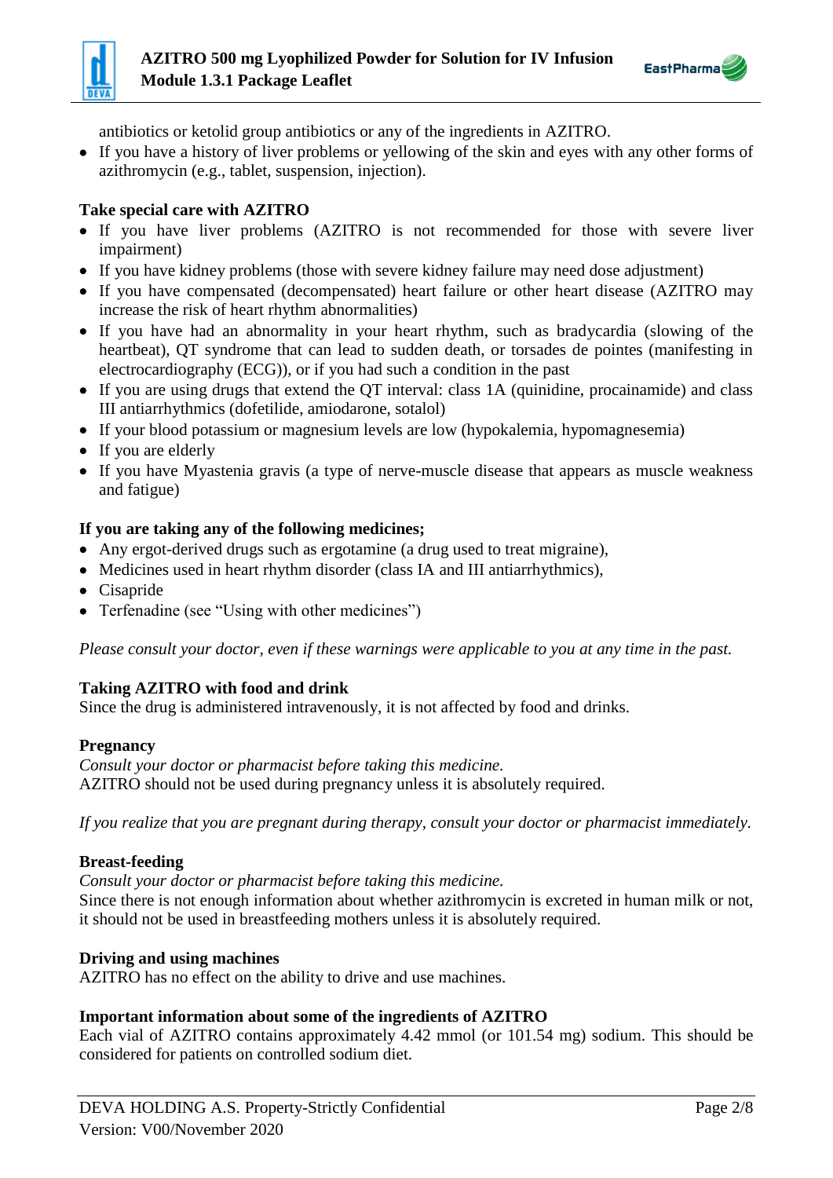antibiotics or ketolid group antibiotics or any of the ingredients in AZITRO.

- If you have a history of liver problems or yellowing of the skin and eyes with any other forms of azithromycin (e.g., tablet, suspension, injection).

**Take special care with AZITRO**

- If you have liver problems (AZITRO is not recommended for those with severe liver impairment)
- If you have kidney problems (those with severe kidney failure may need dose adjustment)
- If you have compensated (decompensated) heart failure or other heart disease (AZITRO may increase the risk of heart rhythm abnormalities)
- If you have had an abnormality in your heart rhythm, such as bradycardia (slowing of the heartbeat), QT syndrome that can lead to sudden death, or torsades de pointes (manifesting in electrocardiography (ECG)), or if you had such a condition in the past
- If you are using drugs that extend the QT interval: class 1A (quinidine, procainamide) and class III antiarrhythmics (dofetilide, amiodarone, sotalol)
- If your blood potassium or magnesium levels are low (hypokalemia, hypomagnesemia)
- If you are elderly
- If you have Myastenia gravis (a type of nerve-muscle disease that appears as muscle weakness and fatigue)

**If you are taking any of the following medicines;**

- Any ergot-derived drugs such as ergotamine (a drug used to treat migraine),
- Medicines used in heart rhythm disorder (class IA and III antiarrhythmics),
- Cisapride
- Terfenadine (see "Using with other medicines")

*Please consult your doctor, even if these warnings were applicable to you at any time in the past.*

**Taking AZITRO with food and drink**

Since the drug is administered intravenously, it is not affected by food and drinks.

**Pregnancy**

*Consult your doctor or pharmacist before taking this medicine.*

AZITRO should not be used during pregnancy unless it is absolutely required.

*If you realize that you are pregnant during therapy, consult your doctor or pharmacist immediately.*

**Breast-feeding**

*Consult your doctor or pharmacist before taking this medicine.*

Since there is not enough information about whether azithromycin is excreted in human milk or not, it should not be used in breastfeeding mothers unless it is absolutely required.

**Driving and using machines**

AZITRO has no effect on the ability to drive and use machines.

**Important information about some of the ingredients of AZITRO**

Each vial of AZITRO contains approximately 4.42 mmol (or 101.54 mg) sodium. This should be considered for patients on controlled sodium diet.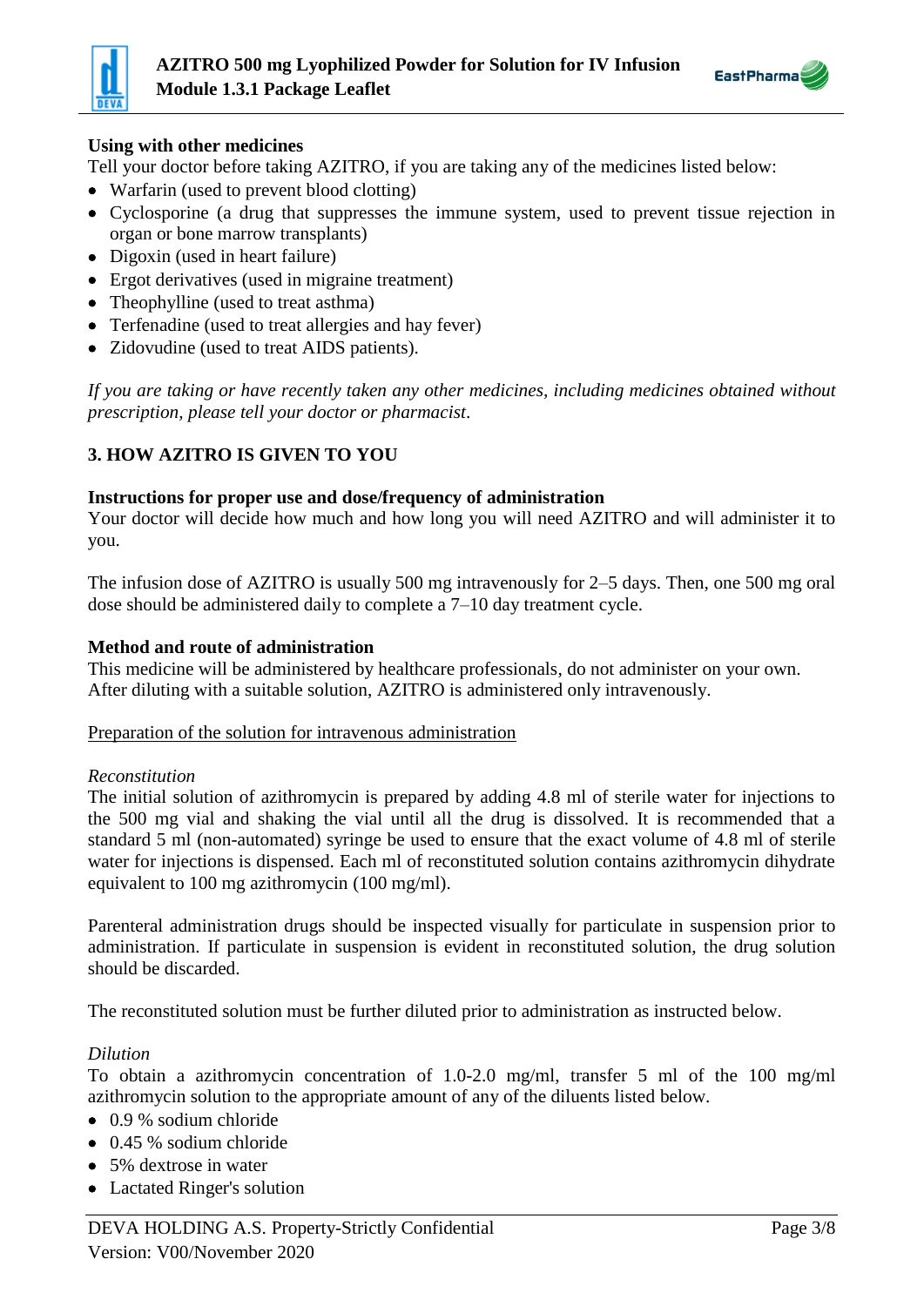**Using with other medicines**

Tell your doctor before taking AZITRO, if you are taking any of the medicines listed below:

- Warfarin (used to prevent blood clotting)
- Cyclosporine (a drug that suppresses the immune system, used to prevent tissue rejection in organ or bone marrow transplants)
- Digoxin (used in heart failure)
- Ergot derivatives (used in migraine treatment)
- Theophylline (used to treat asthma)
- Terfenadine (used to treat allergies and hay fever)
- Zidovudine (used to treat AIDS patients).

*If you are taking or have recently taken any other medicines, including medicines obtained without prescription, please tell your doctor or pharmacist.*

## 3. HOW AZITRO IS GIVEN TO YOU

**Instructions for proper use and dose/frequency of administration**

Your doctor will decide how much and how long you will need AZITRO and will administer it to you.

The infusion dose of AZITRO is usually 500 mg intravenously for 2–5 days. Then, one 500 mg oral dose should be administered daily to complete a 7–10 day treatment cycle.

**Method and route of administration**

This medicine will be administered by healthcare professionals, do not administer on your own.
After diluting with a suitable solution, AZITRO is administered only intravenously.

<u>Preparation of the solution for intravenous administration</u>

*Reconstitution*

The initial solution of azithromycin is prepared by adding 4.8 ml of sterile water for injections to the 500 mg vial and shaking the vial until all the drug is dissolved. It is recommended that a standard 5 ml (non-automated) syringe be used to ensure that the exact volume of 4.8 ml of sterile water for injections is dispensed. Each ml of reconstituted solution contains azithromycin dihydrate equivalent to 100 mg azithromycin (100 mg/ml).

Parenteral administration drugs should be inspected visually for particulate in suspension prior to administration. If particulate in suspension is evident in reconstituted solution, the drug solution should be discarded.

The reconstituted solution must be further diluted prior to administration as instructed below.

*Dilution*

To obtain a azithromycin concentration of 1.0-2.0 mg/ml, transfer 5 ml of the 100 mg/ml azithromycin solution to the appropriate amount of any of the diluents listed below.

- 0.9 % sodium chloride
- 0.45 % sodium chloride
- 5% dextrose in water
- Lactated Ringer's solution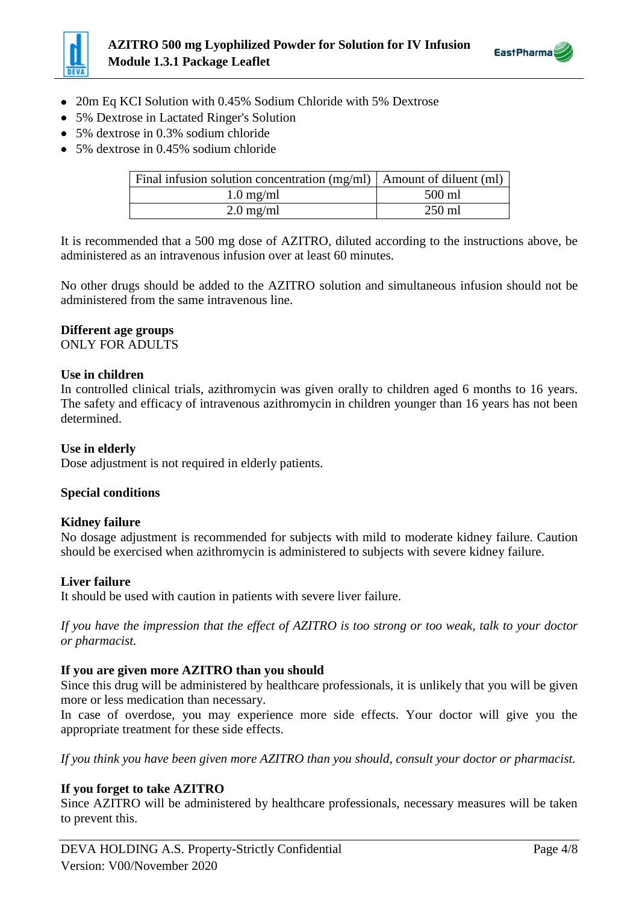- 20m Eq KCI Solution with 0.45% Sodium Chloride with 5% Dextrose
- 5% Dextrose in Lactated Ringer's Solution
- 5% dextrose in 0.3% sodium chloride
- 5% dextrose in 0.45% sodium chloride

| Final infusion solution concentration (mg/ml) | Amount of diluent (ml) |
|---|---|
| 1.0 mg/ml | 500 ml |
| 2.0 mg/ml | 250 ml |

It is recommended that a 500 mg dose of AZITRO, diluted according to the instructions above, be administered as an intravenous infusion over at least 60 minutes.

No other drugs should be added to the AZITRO solution and simultaneous infusion should not be administered from the same intravenous line.

**Different age groups**
ONLY FOR ADULTS

**Use in children**
In controlled clinical trials, azithromycin was given orally to children aged 6 months to 16 years. The safety and efficacy of intravenous azithromycin in children younger than 16 years has not been determined.

**Use in elderly**
Dose adjustment is not required in elderly patients.

**Special conditions**

**Kidney failure**
No dosage adjustment is recommended for subjects with mild to moderate kidney failure. Caution should be exercised when azithromycin is administered to subjects with severe kidney failure.

**Liver failure**
It should be used with caution in patients with severe liver failure.

*If you have the impression that the effect of AZITRO is too strong or too weak, talk to your doctor or pharmacist.*

**If you are given more AZITRO than you should**
Since this drug will be administered by healthcare professionals, it is unlikely that you will be given more or less medication than necessary.
In case of overdose, you may experience more side effects. Your doctor will give you the appropriate treatment for these side effects.

*If you think you have been given more AZITRO than you should, consult your doctor or pharmacist.*

**If you forget to take AZITRO**
Since AZITRO will be administered by healthcare professionals, necessary measures will be taken to prevent this.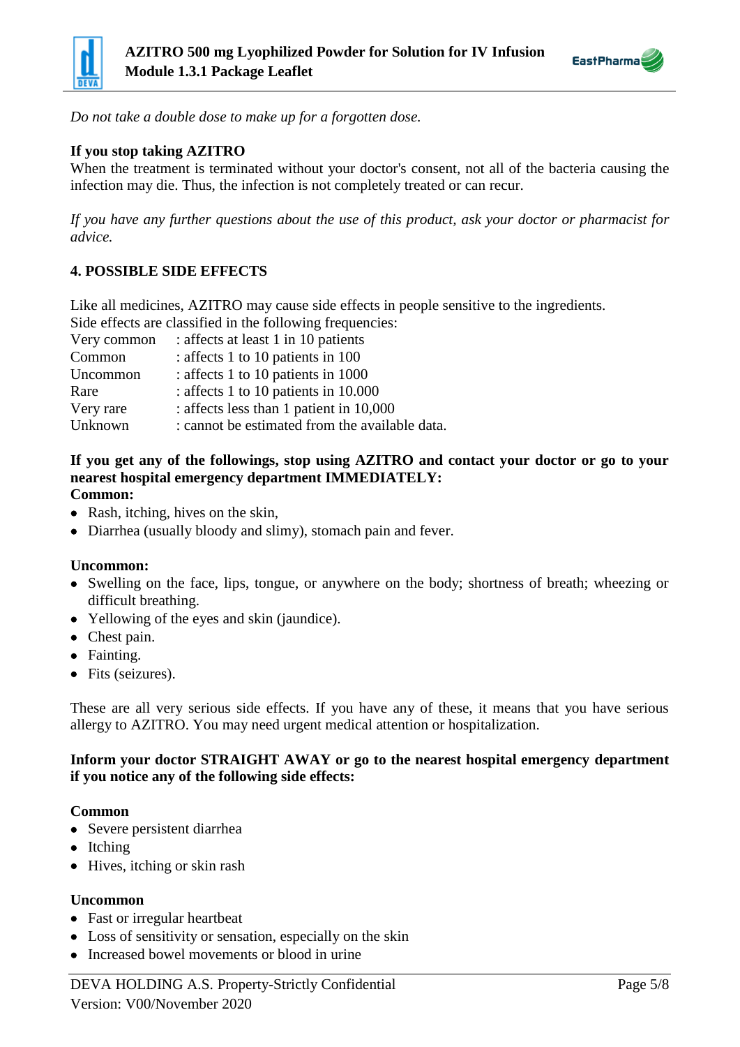*Do not take a double dose to make up for a forgotten dose.*

**If you stop taking AZITRO**

When the treatment is terminated without your doctor's consent, not all of the bacteria causing the infection may die. Thus, the infection is not completely treated or can recur.

*If you have any further questions about the use of this product, ask your doctor or pharmacist for advice.*

## 4. POSSIBLE SIDE EFFECTS

Like all medicines, AZITRO may cause side effects in people sensitive to the ingredients.

Side effects are classified in the following frequencies:

| | |
|---|---|
| Very common | : affects at least 1 in 10 patients |
| Common | : affects 1 to 10 patients in 100 |
| Uncommon | : affects 1 to 10 patients in 1000 |
| Rare | : affects 1 to 10 patients in 10.000 |
| Very rare | : affects less than 1 patient in 10,000 |
| Unknown | : cannot be estimated from the available data. |

**If you get any of the followings, stop using AZITRO and contact your doctor or go to your nearest hospital emergency department IMMEDIATELY:**

**Common:**

- Rash, itching, hives on the skin,
- Diarrhea (usually bloody and slimy), stomach pain and fever.

**Uncommon:**

- Swelling on the face, lips, tongue, or anywhere on the body; shortness of breath; wheezing or difficult breathing.
- Yellowing of the eyes and skin (jaundice).
- Chest pain.
- Fainting.
- Fits (seizures).

These are all very serious side effects. If you have any of these, it means that you have serious allergy to AZITRO. You may need urgent medical attention or hospitalization.

**Inform your doctor STRAIGHT AWAY or go to the nearest hospital emergency department if you notice any of the following side effects:**

**Common**

- Severe persistent diarrhea
- Itching
- Hives, itching or skin rash

**Uncommon**

- Fast or irregular heartbeat
- Loss of sensitivity or sensation, especially on the skin
- Increased bowel movements or blood in urine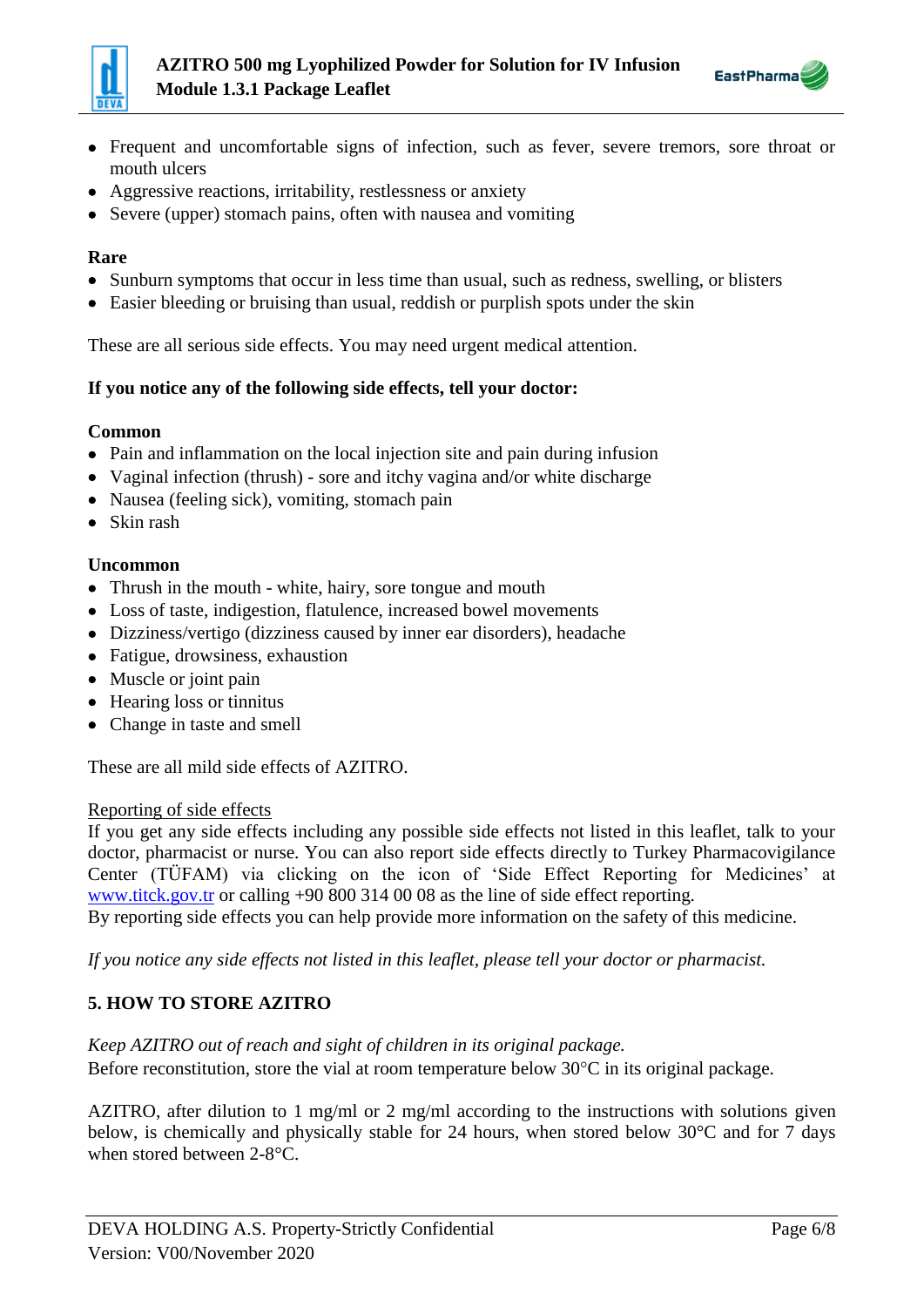- Frequent and uncomfortable signs of infection, such as fever, severe tremors, sore throat or mouth ulcers
- Aggressive reactions, irritability, restlessness or anxiety
- Severe (upper) stomach pains, often with nausea and vomiting

**Rare**

- Sunburn symptoms that occur in less time than usual, such as redness, swelling, or blisters
- Easier bleeding or bruising than usual, reddish or purplish spots under the skin

These are all serious side effects. You may need urgent medical attention.

**If you notice any of the following side effects, tell your doctor:**

**Common**

- Pain and inflammation on the local injection site and pain during infusion
- Vaginal infection (thrush) - sore and itchy vagina and/or white discharge
- Nausea (feeling sick), vomiting, stomach pain
- Skin rash

**Uncommon**

- Thrush in the mouth - white, hairy, sore tongue and mouth
- Loss of taste, indigestion, flatulence, increased bowel movements
- Dizziness/vertigo (dizziness caused by inner ear disorders), headache
- Fatigue, drowsiness, exhaustion
- Muscle or joint pain
- Hearing loss or tinnitus
- Change in taste and smell

These are all mild side effects of AZITRO.

Reporting of side effects

If you get any side effects including any possible side effects not listed in this leaflet, talk to your doctor, pharmacist or nurse. You can also report side effects directly to Turkey Pharmacovigilance Center (TÜFAM) via clicking on the icon of 'Side Effect Reporting for Medicines' at www.titck.gov.tr or calling +90 800 314 00 08 as the line of side effect reporting.
By reporting side effects you can help provide more information on the safety of this medicine.

*If you notice any side effects not listed in this leaflet, please tell your doctor or pharmacist.*

## 5. HOW TO STORE AZITRO

*Keep AZITRO out of reach and sight of children in its original package.*
Before reconstitution, store the vial at room temperature below 30°C in its original package.

AZITRO, after dilution to 1 mg/ml or 2 mg/ml according to the instructions with solutions given below, is chemically and physically stable for 24 hours, when stored below 30°C and for 7 days when stored between 2-8°C.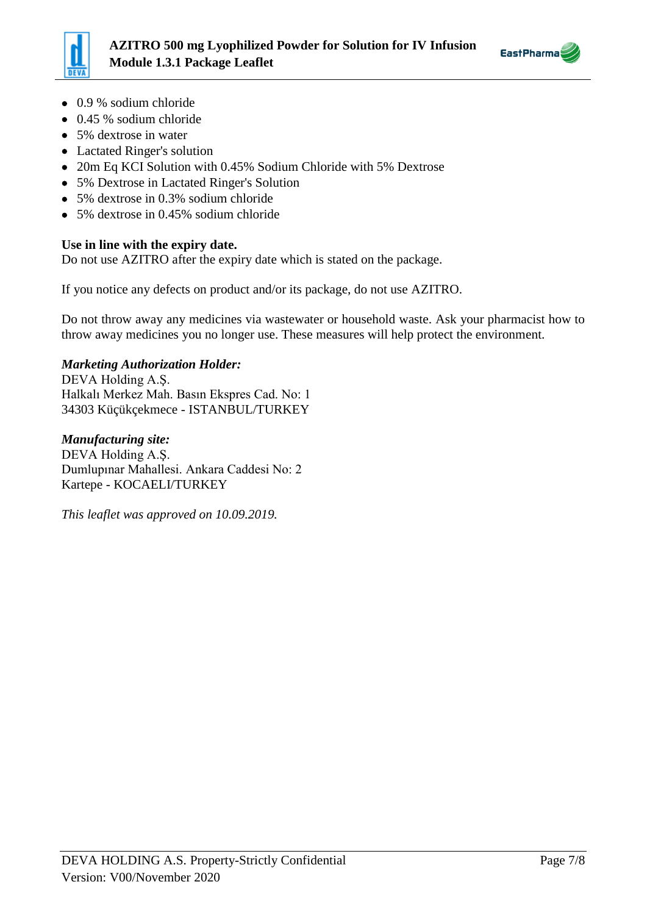- 0.9 % sodium chloride
- 0.45 % sodium chloride
- 5% dextrose in water
- Lactated Ringer's solution
- 20m Eq KCI Solution with 0.45% Sodium Chloride with 5% Dextrose
- 5% Dextrose in Lactated Ringer's Solution
- 5% dextrose in 0.3% sodium chloride
- 5% dextrose in 0.45% sodium chloride

**Use in line with the expiry date.**
Do not use AZITRO after the expiry date which is stated on the package.

If you notice any defects on product and/or its package, do not use AZITRO.

Do not throw away any medicines via wastewater or household waste. Ask your pharmacist how to throw away medicines you no longer use. These measures will help protect the environment.

***Marketing Authorization Holder:***
DEVA Holding A.Ş.
Halkalı Merkez Mah. Basın Ekspres Cad. No: 1
34303 Küçükçekmece - ISTANBUL/TURKEY

***Manufacturing site:***
DEVA Holding A.Ş.
Dumlupınar Mahallesi. Ankara Caddesi No: 2
Kartepe - KOCAELI/TURKEY

*This leaflet was approved on 10.09.2019.*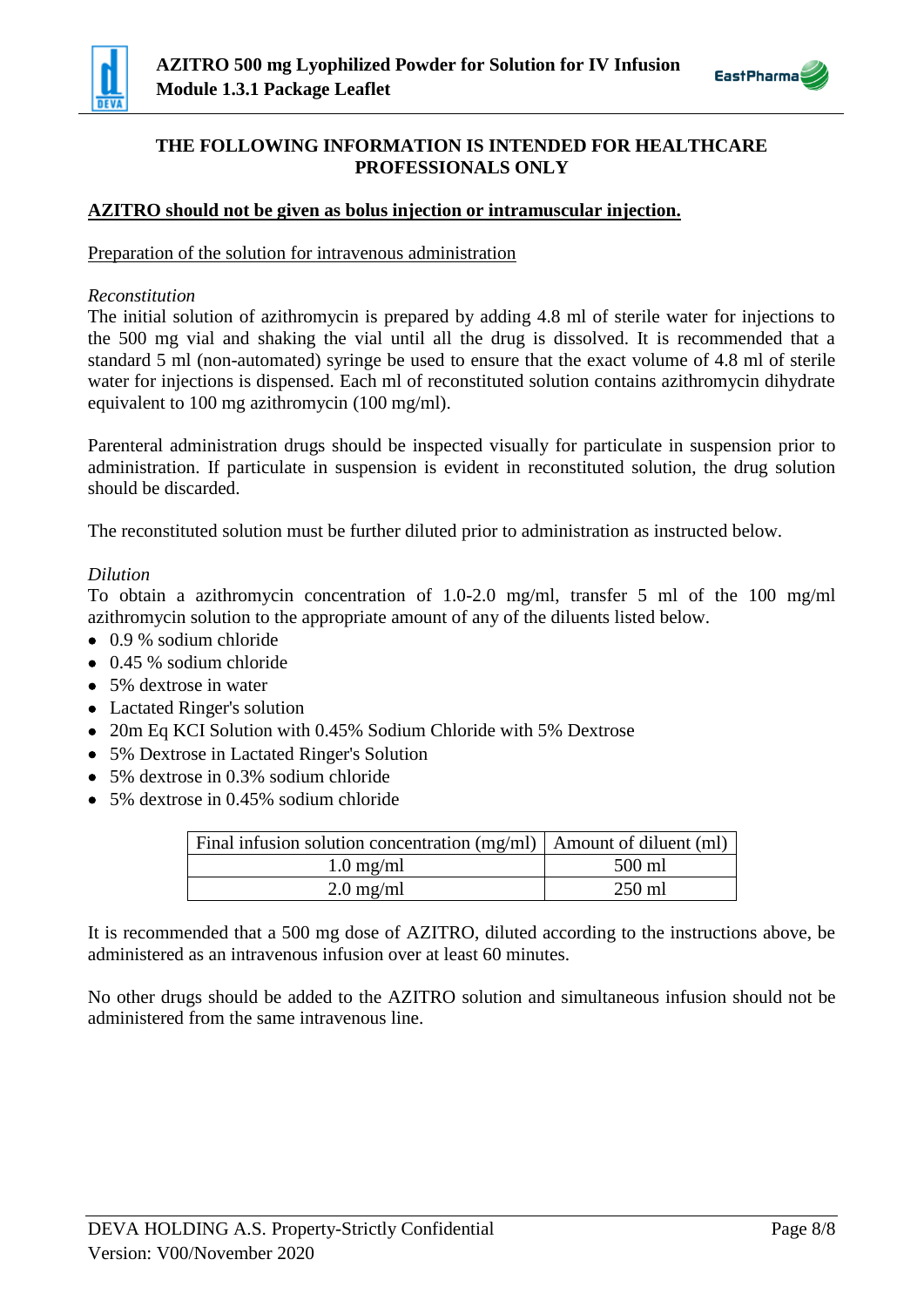**THE FOLLOWING INFORMATION IS INTENDED FOR HEALTHCARE PROFESSIONALS ONLY**

**AZITRO should not be given as bolus injection or intramuscular injection.**

Preparation of the solution for intravenous administration

*Reconstitution*

The initial solution of azithromycin is prepared by adding 4.8 ml of sterile water for injections to the 500 mg vial and shaking the vial until all the drug is dissolved. It is recommended that a standard 5 ml (non-automated) syringe be used to ensure that the exact volume of 4.8 ml of sterile water for injections is dispensed. Each ml of reconstituted solution contains azithromycin dihydrate equivalent to 100 mg azithromycin (100 mg/ml).

Parenteral administration drugs should be inspected visually for particulate in suspension prior to administration. If particulate in suspension is evident in reconstituted solution, the drug solution should be discarded.

The reconstituted solution must be further diluted prior to administration as instructed below.

*Dilution*

To obtain a azithromycin concentration of 1.0-2.0 mg/ml, transfer 5 ml of the 100 mg/ml azithromycin solution to the appropriate amount of any of the diluents listed below.

- 0.9 % sodium chloride
- 0.45 % sodium chloride
- 5% dextrose in water
- Lactated Ringer's solution
- 20m Eq KCI Solution with 0.45% Sodium Chloride with 5% Dextrose
- 5% Dextrose in Lactated Ringer's Solution
- 5% dextrose in 0.3% sodium chloride
- 5% dextrose in 0.45% sodium chloride

| Final infusion solution concentration (mg/ml) | Amount of diluent (ml) |
|---|---|
| 1.0 mg/ml | 500 ml |
| 2.0 mg/ml | 250 ml |

It is recommended that a 500 mg dose of AZITRO, diluted according to the instructions above, be administered as an intravenous infusion over at least 60 minutes.

No other drugs should be added to the AZITRO solution and simultaneous infusion should not be administered from the same intravenous line.